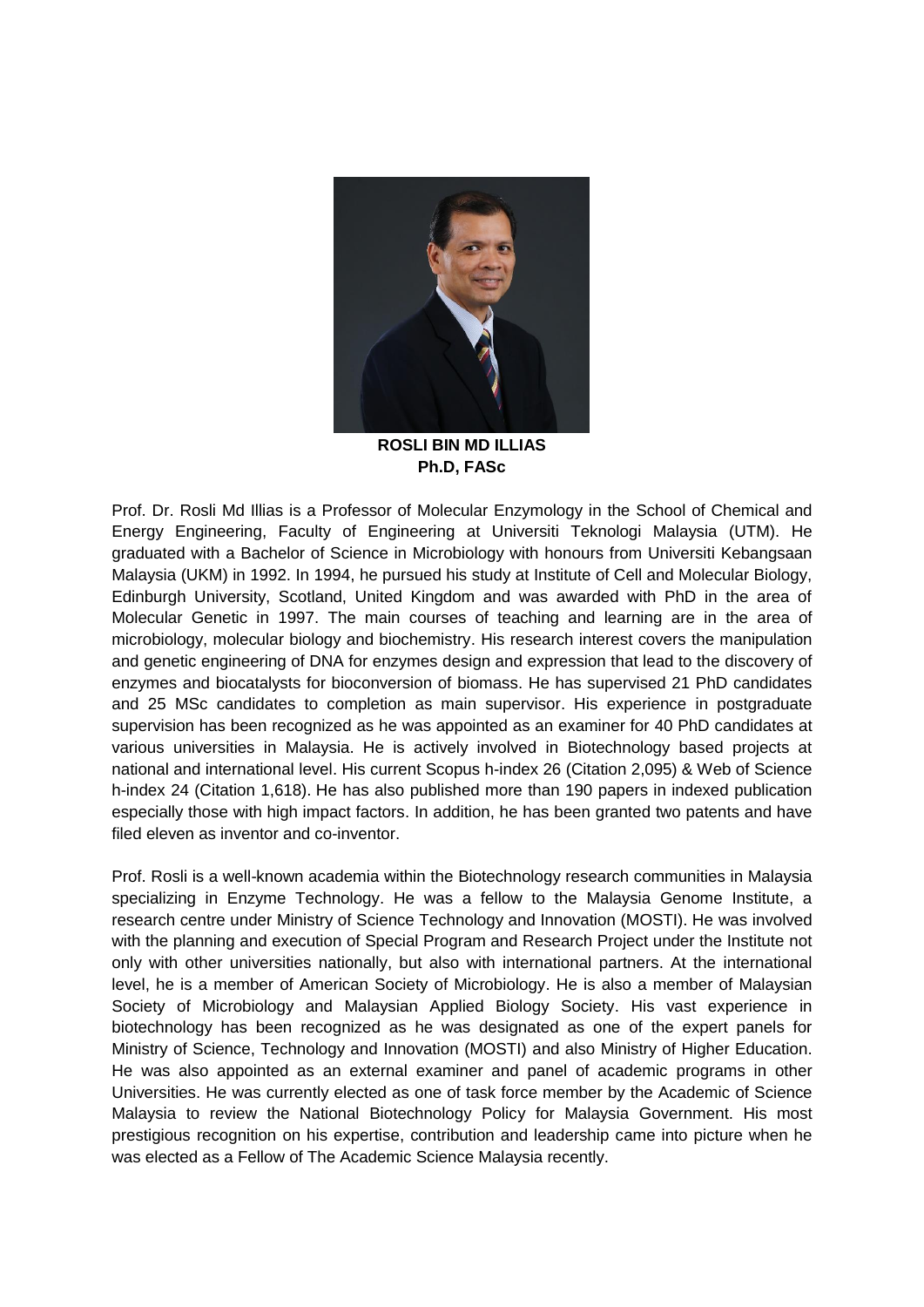**ROSLI BIN MD ILLIAS**
**Ph.D, FASc**

Prof. Dr. Rosli Md Illias is a Professor of Molecular Enzymology in the School of Chemical and Energy Engineering, Faculty of Engineering at Universiti Teknologi Malaysia (UTM). He graduated with a Bachelor of Science in Microbiology with honours from Universiti Kebangsaan Malaysia (UKM) in 1992. In 1994, he pursued his study at Institute of Cell and Molecular Biology, Edinburgh University, Scotland, United Kingdom and was awarded with PhD in the area of Molecular Genetic in 1997. The main courses of teaching and learning are in the area of microbiology, molecular biology and biochemistry. His research interest covers the manipulation and genetic engineering of DNA for enzymes design and expression that lead to the discovery of enzymes and biocatalysts for bioconversion of biomass. He has supervised 21 PhD candidates and 25 MSc candidates to completion as main supervisor. His experience in postgraduate supervision has been recognized as he was appointed as an examiner for 40 PhD candidates at various universities in Malaysia. He is actively involved in Biotechnology based projects at national and international level. His current Scopus h-index 26 (Citation 2,095) & Web of Science h-index 24 (Citation 1,618). He has also published more than 190 papers in indexed publication especially those with high impact factors. In addition, he has been granted two patents and have filed eleven as inventor and co-inventor.

Prof. Rosli is a well-known academia within the Biotechnology research communities in Malaysia specializing in Enzyme Technology. He was a fellow to the Malaysia Genome Institute, a research centre under Ministry of Science Technology and Innovation (MOSTI). He was involved with the planning and execution of Special Program and Research Project under the Institute not only with other universities nationally, but also with international partners. At the international level, he is a member of American Society of Microbiology. He is also a member of Malaysian Society of Microbiology and Malaysian Applied Biology Society. His vast experience in biotechnology has been recognized as he was designated as one of the expert panels for Ministry of Science, Technology and Innovation (MOSTI) and also Ministry of Higher Education. He was also appointed as an external examiner and panel of academic programs in other Universities. He was currently elected as one of task force member by the Academic of Science Malaysia to review the National Biotechnology Policy for Malaysia Government. His most prestigious recognition on his expertise, contribution and leadership came into picture when he was elected as a Fellow of The Academic Science Malaysia recently.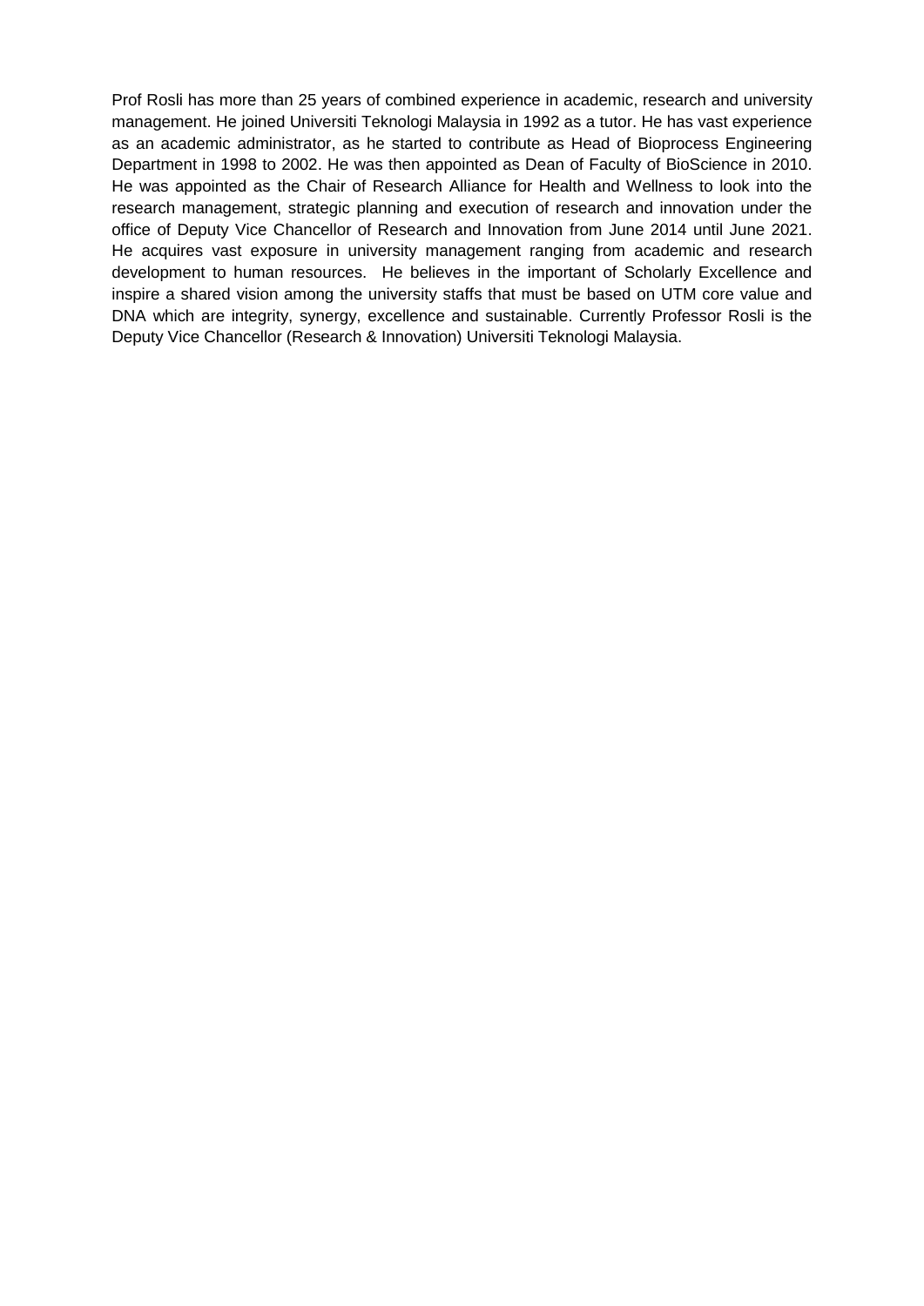Prof Rosli has more than 25 years of combined experience in academic, research and university management. He joined Universiti Teknologi Malaysia in 1992 as a tutor. He has vast experience as an academic administrator, as he started to contribute as Head of Bioprocess Engineering Department in 1998 to 2002. He was then appointed as Dean of Faculty of BioScience in 2010. He was appointed as the Chair of Research Alliance for Health and Wellness to look into the research management, strategic planning and execution of research and innovation under the office of Deputy Vice Chancellor of Research and Innovation from June 2014 until June 2021. He acquires vast exposure in university management ranging from academic and research development to human resources. He believes in the important of Scholarly Excellence and inspire a shared vision among the university staffs that must be based on UTM core value and DNA which are integrity, synergy, excellence and sustainable. Currently Professor Rosli is the Deputy Vice Chancellor (Research & Innovation) Universiti Teknologi Malaysia.